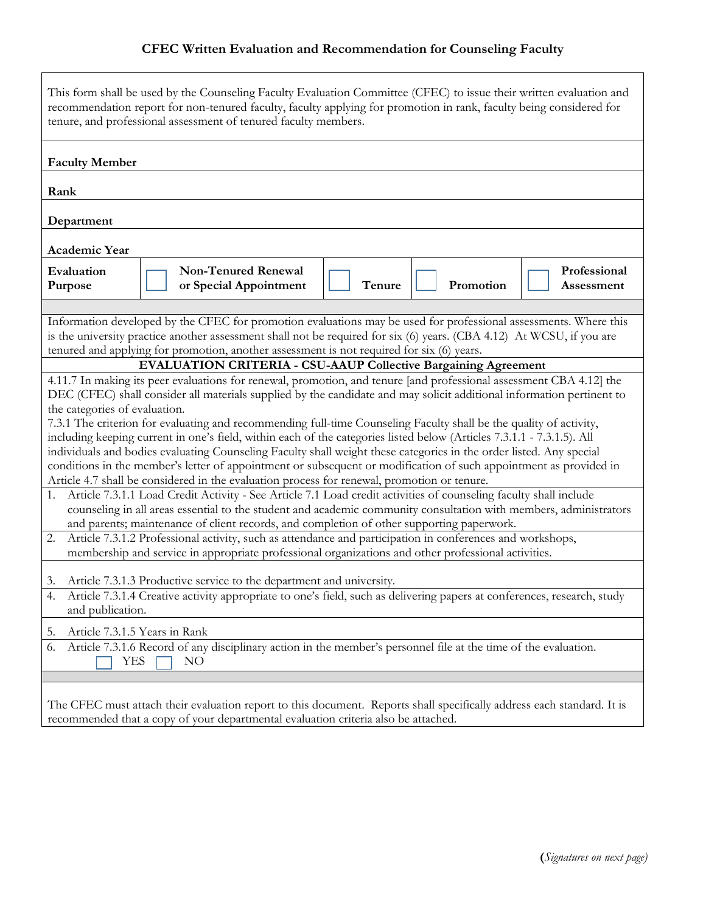## CFEC Written Evaluation and Recommendation for Counseling Faculty

This form shall be used by the Counseling Faculty Evaluation Committee (CFEC) to issue their written evaluation and recommendation report for non-tenured faculty, faculty applying for promotion in rank, faculty being considered for tenure, and professional assessment of tenured faculty members.

**Faculty Member**

**Rank**

**Department**

**Academic Year**

| **Evaluation Purpose** | ☐ **Non-Tenured Renewal or Special Appointment** | ☐ **Tenure** | ☐ **Promotion** | ☐ **Professional Assessment** |
|---|---|---|---|---|

Information developed by the CFEC for promotion evaluations may be used for professional assessments. Where this is the university practice another assessment shall not be required for six (6) years. (CBA 4.12) At WCSU, if you are tenured and applying for promotion, another assessment is not required for six (6) years.

**EVALUATION CRITERIA - CSU-AAUP Collective Bargaining Agreement**

4.11.7 In making its peer evaluations for renewal, promotion, and tenure [and professional assessment CBA 4.12] the DEC (CFEC) shall consider all materials supplied by the candidate and may solicit additional information pertinent to the categories of evaluation.

7.3.1 The criterion for evaluating and recommending full-time Counseling Faculty shall be the quality of activity, including keeping current in one's field, within each of the categories listed below (Articles 7.3.1.1 - 7.3.1.5). All individuals and bodies evaluating Counseling Faculty shall weight these categories in the order listed. Any special conditions in the member's letter of appointment or subsequent or modification of such appointment as provided in Article 4.7 shall be considered in the evaluation process for renewal, promotion or tenure.

1. Article 7.3.1.1 Load Credit Activity - See Article 7.1 Load credit activities of counseling faculty shall include counseling in all areas essential to the student and academic community consultation with members, administrators and parents; maintenance of client records, and completion of other supporting paperwork.
2. Article 7.3.1.2 Professional activity, such as attendance and participation in conferences and workshops, membership and service in appropriate professional organizations and other professional activities.
3. Article 7.3.1.3 Productive service to the department and university.
4. Article 7.3.1.4 Creative activity appropriate to one's field, such as delivering papers at conferences, research, study and publication.
5. Article 7.3.1.5 Years in Rank
6. Article 7.3.1.6 Record of any disciplinary action in the member's personnel file at the time of the evaluation.
   ☐ YES ☐ NO

The CFEC must attach their evaluation report to this document. Reports shall specifically address each standard. It is recommended that a copy of your departmental evaluation criteria also be attached.

(*Signatures on next page*)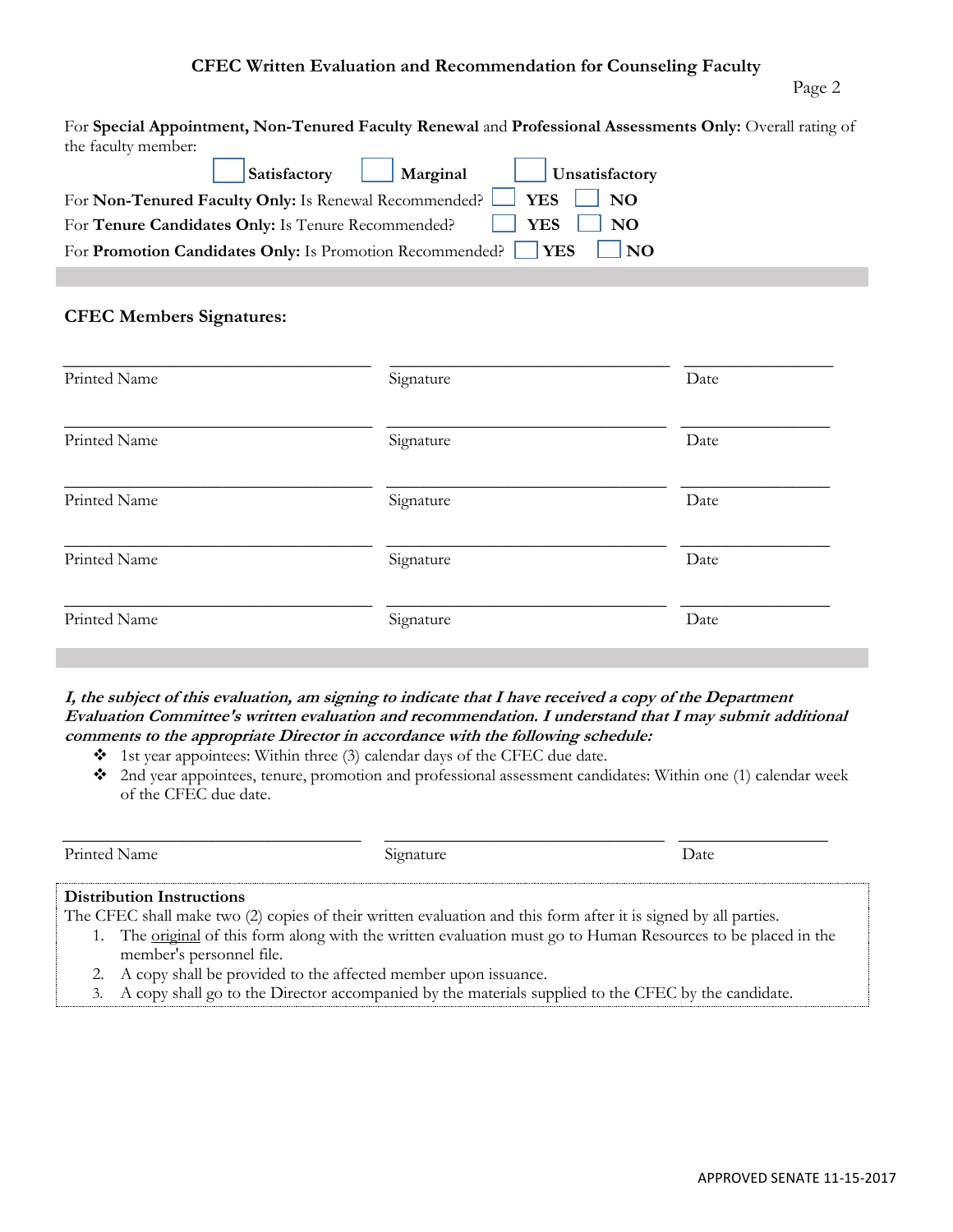## CFEC Written Evaluation and Recommendation for Counseling Faculty

For **Special Appointment, Non-Tenured Faculty Renewal** and **Professional Assessments Only:** Overall rating of the faculty member:

☐ **Satisfactory** ☐ **Marginal** ☐ **Unsatisfactory**

For **Non-Tenured Faculty Only:** Is Renewal Recommended? ☐ **YES** ☐ **NO**

For **Tenure Candidates Only:** Is Tenure Recommended? ☐ **YES** ☐ **NO**

For **Promotion Candidates Only:** Is Promotion Recommended? ☐ **YES** ☐ **NO**

**CFEC Members Signatures:**

| | | |
|---|---|---|
| ______________________ | ______________________ | __________ |
| Printed Name | Signature | Date |
| ______________________ | ______________________ | __________ |
| Printed Name | Signature | Date |
| ______________________ | ______________________ | __________ |
| Printed Name | Signature | Date |
| ______________________ | ______________________ | __________ |
| Printed Name | Signature | Date |
| ______________________ | ______________________ | __________ |
| Printed Name | Signature | Date |

***I, the subject of this evaluation, am signing to indicate that I have received a copy of the Department Evaluation Committee's written evaluation and recommendation. I understand that I may submit additional comments to the appropriate Director in accordance with the following schedule:***

- 1st year appointees: Within three (3) calendar days of the CFEC due date.
- 2nd year appointees, tenure, promotion and professional assessment candidates: Within one (1) calendar week of the CFEC due date.

| | | |
|---|---|---|
| ______________________ | ______________________ | __________ |
| Printed Name | Signature | Date |

**Distribution Instructions**

The CFEC shall make two (2) copies of their written evaluation and this form after it is signed by all parties.

1. The original of this form along with the written evaluation must go to Human Resources to be placed in the member's personnel file.
2. A copy shall be provided to the affected member upon issuance.
3. A copy shall go to the Director accompanied by the materials supplied to the CFEC by the candidate.

APPROVED SENATE 11-15-2017